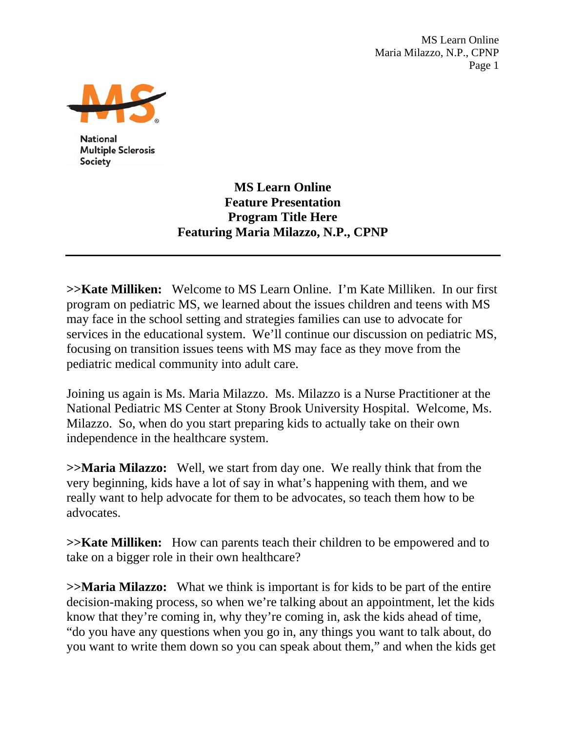National Multiple Sclerosis Society

**MS Learn Online**
**Feature Presentation**
**Program Title Here**
**Featuring Maria Milazzo, N.P., CPNP**

---

**>>Kate Milliken:** Welcome to MS Learn Online. I'm Kate Milliken. In our first program on pediatric MS, we learned about the issues children and teens with MS may face in the school setting and strategies families can use to advocate for services in the educational system. We'll continue our discussion on pediatric MS, focusing on transition issues teens with MS may face as they move from the pediatric medical community into adult care.

Joining us again is Ms. Maria Milazzo. Ms. Milazzo is a Nurse Practitioner at the National Pediatric MS Center at Stony Brook University Hospital. Welcome, Ms. Milazzo. So, when do you start preparing kids to actually take on their own independence in the healthcare system.

**>>Maria Milazzo:** Well, we start from day one. We really think that from the very beginning, kids have a lot of say in what's happening with them, and we really want to help advocate for them to be advocates, so teach them how to be advocates.

**>>Kate Milliken:** How can parents teach their children to be empowered and to take on a bigger role in their own healthcare?

**>>Maria Milazzo:** What we think is important is for kids to be part of the entire decision-making process, so when we're talking about an appointment, let the kids know that they're coming in, why they're coming in, ask the kids ahead of time, "do you have any questions when you go in, any things you want to talk about, do you want to write them down so you can speak about them," and when the kids get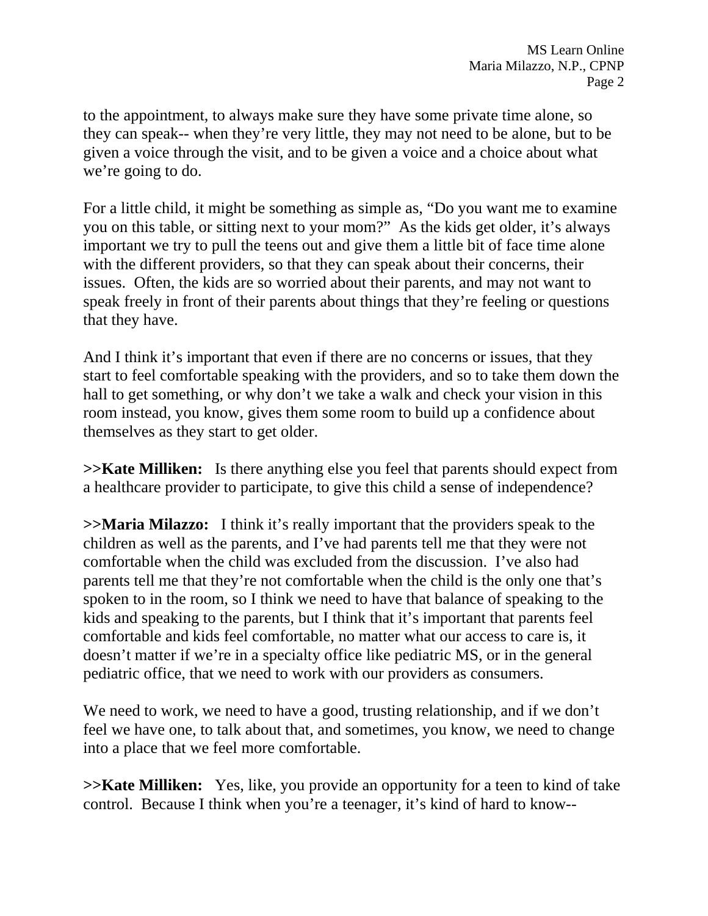to the appointment, to always make sure they have some private time alone, so they can speak-- when they're very little, they may not need to be alone, but to be given a voice through the visit, and to be given a voice and a choice about what we're going to do.

For a little child, it might be something as simple as, "Do you want me to examine you on this table, or sitting next to your mom?" As the kids get older, it's always important we try to pull the teens out and give them a little bit of face time alone with the different providers, so that they can speak about their concerns, their issues. Often, the kids are so worried about their parents, and may not want to speak freely in front of their parents about things that they're feeling or questions that they have.

And I think it's important that even if there are no concerns or issues, that they start to feel comfortable speaking with the providers, and so to take them down the hall to get something, or why don't we take a walk and check your vision in this room instead, you know, gives them some room to build up a confidence about themselves as they start to get older.

**>>Kate Milliken:** Is there anything else you feel that parents should expect from a healthcare provider to participate, to give this child a sense of independence?

**>>Maria Milazzo:** I think it's really important that the providers speak to the children as well as the parents, and I've had parents tell me that they were not comfortable when the child was excluded from the discussion. I've also had parents tell me that they're not comfortable when the child is the only one that's spoken to in the room, so I think we need to have that balance of speaking to the kids and speaking to the parents, but I think that it's important that parents feel comfortable and kids feel comfortable, no matter what our access to care is, it doesn't matter if we're in a specialty office like pediatric MS, or in the general pediatric office, that we need to work with our providers as consumers.

We need to work, we need to have a good, trusting relationship, and if we don't feel we have one, to talk about that, and sometimes, you know, we need to change into a place that we feel more comfortable.

**>>Kate Milliken:** Yes, like, you provide an opportunity for a teen to kind of take control. Because I think when you're a teenager, it's kind of hard to know--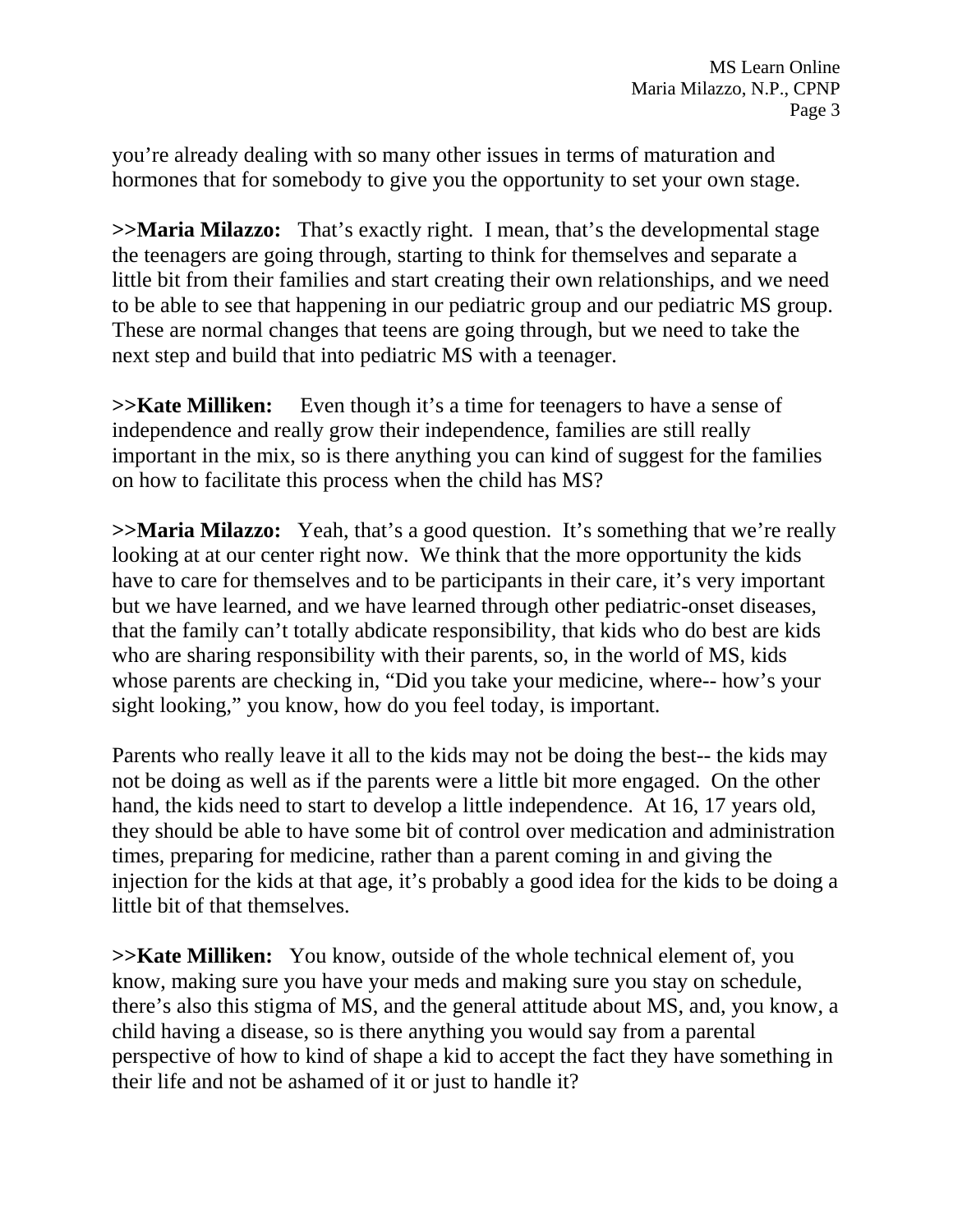you're already dealing with so many other issues in terms of maturation and hormones that for somebody to give you the opportunity to set your own stage.

**>>Maria Milazzo:** That's exactly right. I mean, that's the developmental stage the teenagers are going through, starting to think for themselves and separate a little bit from their families and start creating their own relationships, and we need to be able to see that happening in our pediatric group and our pediatric MS group. These are normal changes that teens are going through, but we need to take the next step and build that into pediatric MS with a teenager.

**>>Kate Milliken:** Even though it's a time for teenagers to have a sense of independence and really grow their independence, families are still really important in the mix, so is there anything you can kind of suggest for the families on how to facilitate this process when the child has MS?

**>>Maria Milazzo:** Yeah, that's a good question. It's something that we're really looking at at our center right now. We think that the more opportunity the kids have to care for themselves and to be participants in their care, it's very important but we have learned, and we have learned through other pediatric-onset diseases, that the family can't totally abdicate responsibility, that kids who do best are kids who are sharing responsibility with their parents, so, in the world of MS, kids whose parents are checking in, "Did you take your medicine, where-- how's your sight looking," you know, how do you feel today, is important.

Parents who really leave it all to the kids may not be doing the best-- the kids may not be doing as well as if the parents were a little bit more engaged. On the other hand, the kids need to start to develop a little independence. At 16, 17 years old, they should be able to have some bit of control over medication and administration times, preparing for medicine, rather than a parent coming in and giving the injection for the kids at that age, it's probably a good idea for the kids to be doing a little bit of that themselves.

**>>Kate Milliken:** You know, outside of the whole technical element of, you know, making sure you have your meds and making sure you stay on schedule, there's also this stigma of MS, and the general attitude about MS, and, you know, a child having a disease, so is there anything you would say from a parental perspective of how to kind of shape a kid to accept the fact they have something in their life and not be ashamed of it or just to handle it?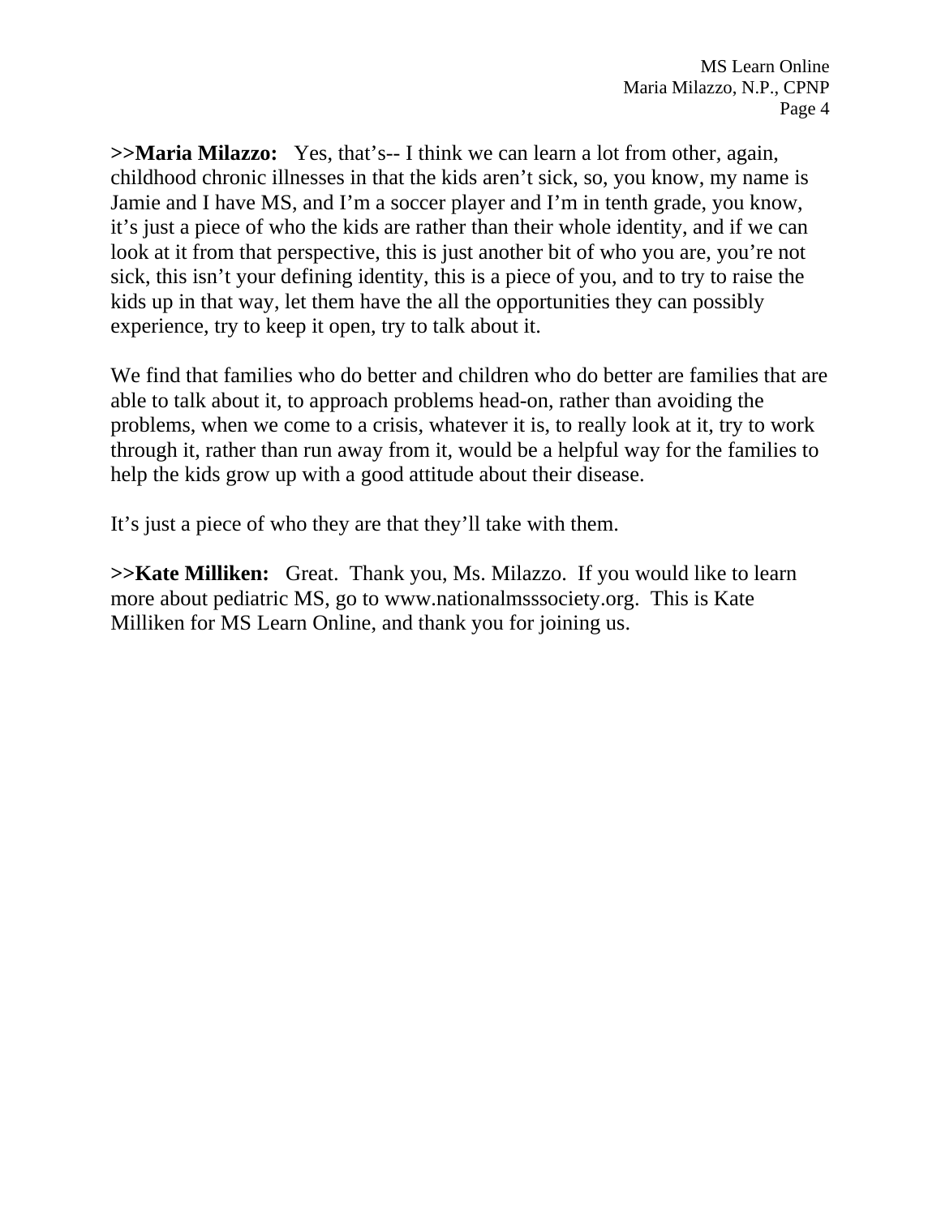**>>Maria Milazzo:** Yes, that's-- I think we can learn a lot from other, again, childhood chronic illnesses in that the kids aren't sick, so, you know, my name is Jamie and I have MS, and I'm a soccer player and I'm in tenth grade, you know, it's just a piece of who the kids are rather than their whole identity, and if we can look at it from that perspective, this is just another bit of who you are, you're not sick, this isn't your defining identity, this is a piece of you, and to try to raise the kids up in that way, let them have the all the opportunities they can possibly experience, try to keep it open, try to talk about it.

We find that families who do better and children who do better are families that are able to talk about it, to approach problems head-on, rather than avoiding the problems, when we come to a crisis, whatever it is, to really look at it, try to work through it, rather than run away from it, would be a helpful way for the families to help the kids grow up with a good attitude about their disease.

It's just a piece of who they are that they'll take with them.

**>>Kate Milliken:** Great. Thank you, Ms. Milazzo. If you would like to learn more about pediatric MS, go to www.nationalmsssociety.org. This is Kate Milliken for MS Learn Online, and thank you for joining us.